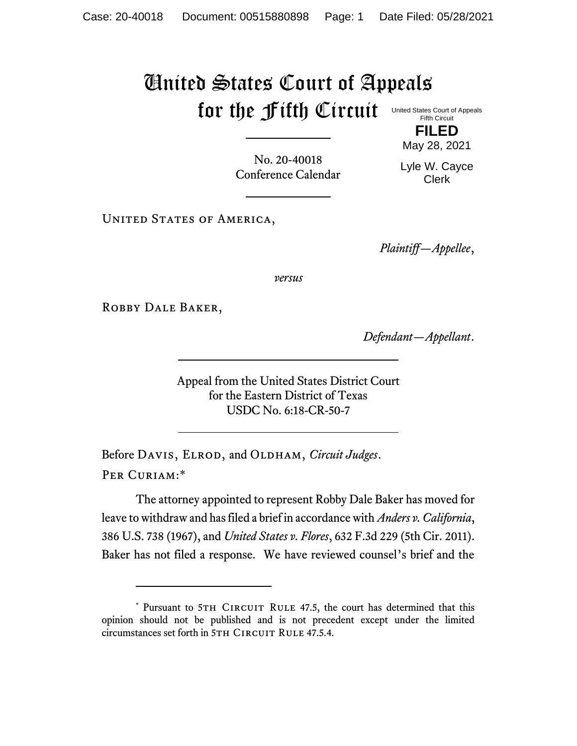# United States Court of Appeals for the Fifth Circuit

United States Court of Appeals
Fifth Circuit

**FILED**

May 28, 2021

Lyle W. Cayce
Clerk

No. 20-40018
Conference Calendar

United States of America,

*Plaintiff—Appellee*,

*versus*

Robby Dale Baker,

*Defendant—Appellant*.

Appeal from the United States District Court
for the Eastern District of Texas
USDC No. 6:18-CR-50-7

Before Davis, Elrod, and Oldham, *Circuit Judges*.

Per Curiam:*

The attorney appointed to represent Robby Dale Baker has moved for leave to withdraw and has filed a brief in accordance with *Anders v. California*, 386 U.S. 738 (1967), and *United States v. Flores*, 632 F.3d 229 (5th Cir. 2011). Baker has not filed a response. We have reviewed counsel's brief and the

* Pursuant to 5th Circuit Rule 47.5, the court has determined that this opinion should not be published and is not precedent except under the limited circumstances set forth in 5th Circuit Rule 47.5.4.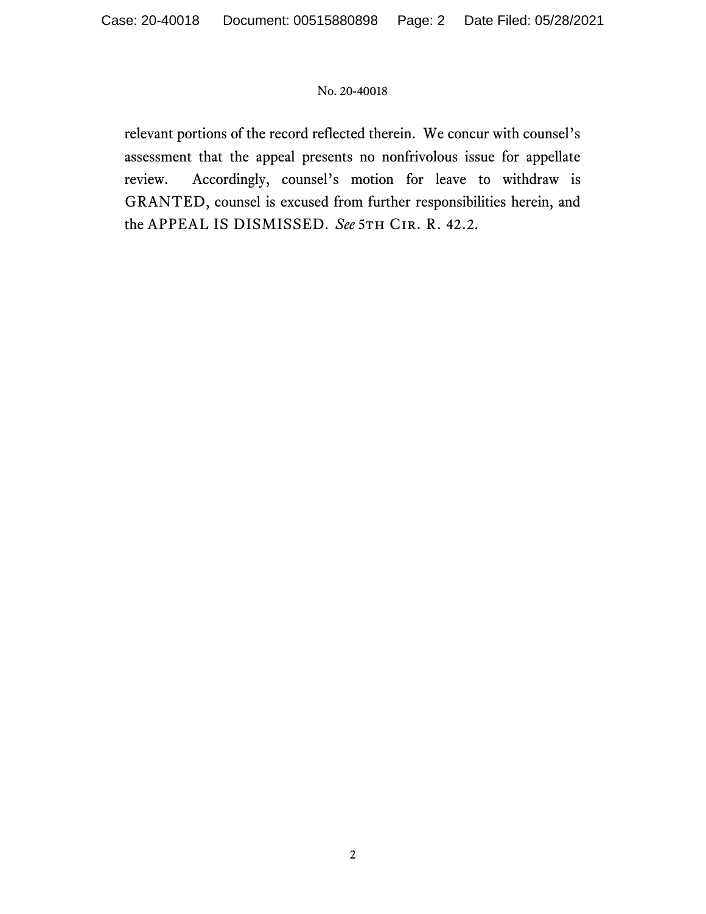relevant portions of the record reflected therein. We concur with counsel's assessment that the appeal presents no nonfrivolous issue for appellate review. Accordingly, counsel's motion for leave to withdraw is GRANTED, counsel is excused from further responsibilities herein, and the APPEAL IS DISMISSED. *See* 5TH CIR. R. 42.2.